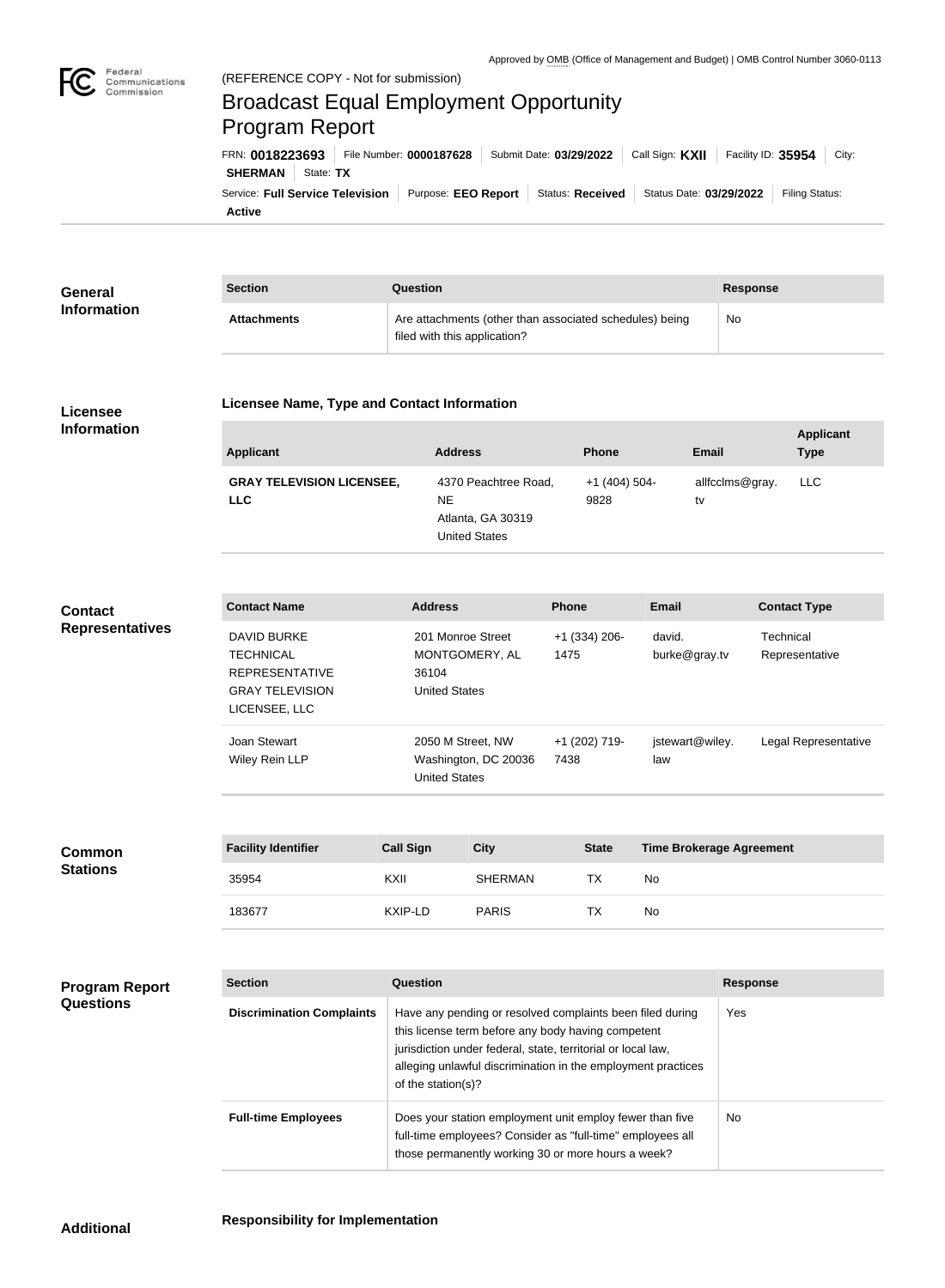Approved by OMB (Office of Management and Budget) | OMB Control Number 3060-0113

(REFERENCE COPY - Not for submission)

# Broadcast Equal Employment Opportunity Program Report

FRN: **0018223693** | File Number: **0000187628** | Submit Date: **03/29/2022** | Call Sign: **KXII** | Facility ID: **35954** | City: **SHERMAN** | State: **TX**

Service: **Full Service Television** | Purpose: **EEO Report** | Status: **Received** | Status Date: **03/29/2022** | Filing Status: **Active**

## General Information

| Section | Question | Response |
| --- | --- | --- |
| **Attachments** | Are attachments (other than associated schedules) being filed with this application? | No |

## Licensee Information

### Licensee Name, Type and Contact Information

| Applicant | Address | Phone | Email | Applicant Type |
| --- | --- | --- | --- | --- |
| **GRAY TELEVISION LICENSEE, LLC** | 4370 Peachtree Road, NE<br>Atlanta, GA 30319<br>United States | +1 (404) 504-9828 | allfcclms@gray.tv | LLC |

## Contact Representatives

| Contact Name | Address | Phone | Email | Contact Type |
| --- | --- | --- | --- | --- |
| DAVID BURKE<br>TECHNICAL REPRESENTATIVE<br>GRAY TELEVISION LICENSEE, LLC | 201 Monroe Street<br>MONTGOMERY, AL 36104<br>United States | +1 (334) 206-1475 | david.burke@gray.tv | Technical Representative |
| Joan Stewart<br>Wiley Rein LLP | 2050 M Street, NW<br>Washington, DC 20036<br>United States | +1 (202) 719-7438 | jstewart@wiley.law | Legal Representative |

## Common Stations

| Facility Identifier | Call Sign | City | State | Time Brokerage Agreement |
| --- | --- | --- | --- | --- |
| 35954 | KXII | SHERMAN | TX | No |
| 183677 | KXIP-LD | PARIS | TX | No |

## Program Report Questions

| Section | Question | Response |
| --- | --- | --- |
| **Discrimination Complaints** | Have any pending or resolved complaints been filed during this license term before any body having competent jurisdiction under federal, state, territorial or local law, alleging unlawful discrimination in the employment practices of the station(s)? | Yes |
| **Full-time Employees** | Does your station employment unit employ fewer than five full-time employees? Consider as "full-time" employees all those permanently working 30 or more hours a week? | No |

## Additional

### Responsibility for Implementation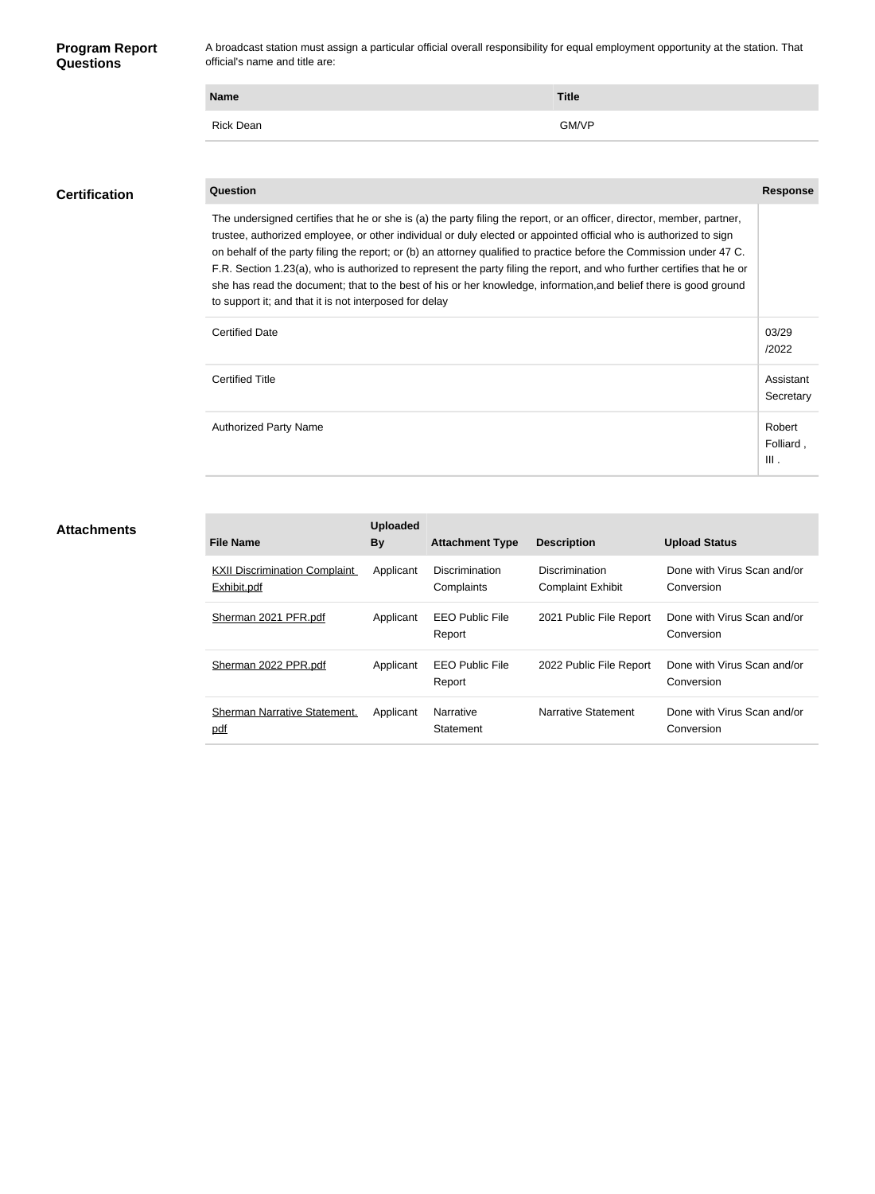## Program Report Questions

A broadcast station must assign a particular official overall responsibility for equal employment opportunity at the station. That official's name and title are:

| Name | Title |
| --- | --- |
| Rick Dean | GM/VP |

## Certification

| Question | Response |
| --- | --- |
| The undersigned certifies that he or she is (a) the party filing the report, or an officer, director, member, partner, trustee, authorized employee, or other individual or duly elected or appointed official who is authorized to sign on behalf of the party filing the report; or (b) an attorney qualified to practice before the Commission under 47 C.F.R. Section 1.23(a), who is authorized to represent the party filing the report, and who further certifies that he or she has read the document; that to the best of his or her knowledge, information,and belief there is good ground to support it; and that it is not interposed for delay | |
| Certified Date | 03/29/2022 |
| Certified Title | Assistant Secretary |
| Authorized Party Name | Robert Folliard , III . |

## Attachments

| File Name | Uploaded By | Attachment Type | Description | Upload Status |
| --- | --- | --- | --- | --- |
| KXII Discrimination Complaint Exhibit.pdf | Applicant | Discrimination Complaints | Discrimination Complaint Exhibit | Done with Virus Scan and/or Conversion |
| Sherman 2021 PFR.pdf | Applicant | EEO Public File Report | 2021 Public File Report | Done with Virus Scan and/or Conversion |
| Sherman 2022 PPR.pdf | Applicant | EEO Public File Report | 2022 Public File Report | Done with Virus Scan and/or Conversion |
| Sherman Narrative Statement.pdf | Applicant | Narrative Statement | Narrative Statement | Done with Virus Scan and/or Conversion |